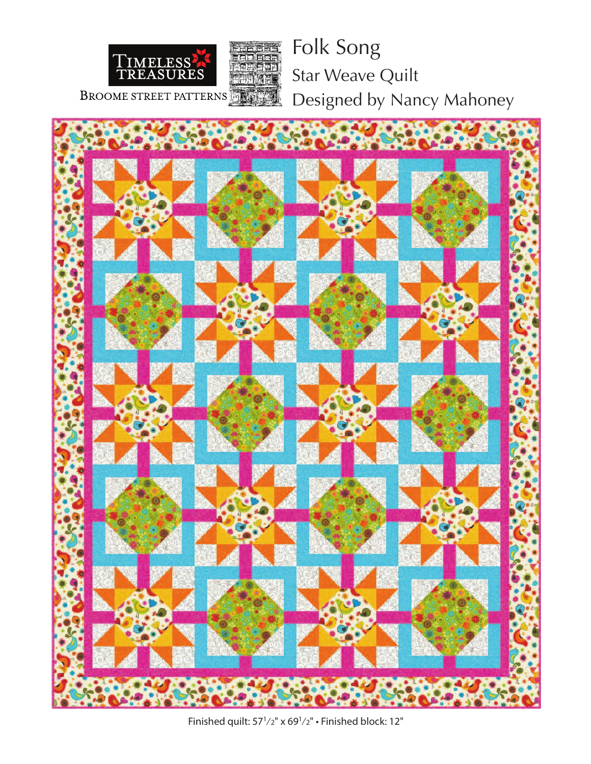Timeless Treasures

Broome Street Patterns

# Folk Song

## Star Weave Quilt

### Designed by Nancy Mahoney

Finished quilt: 57½" x 69½" • Finished block: 12"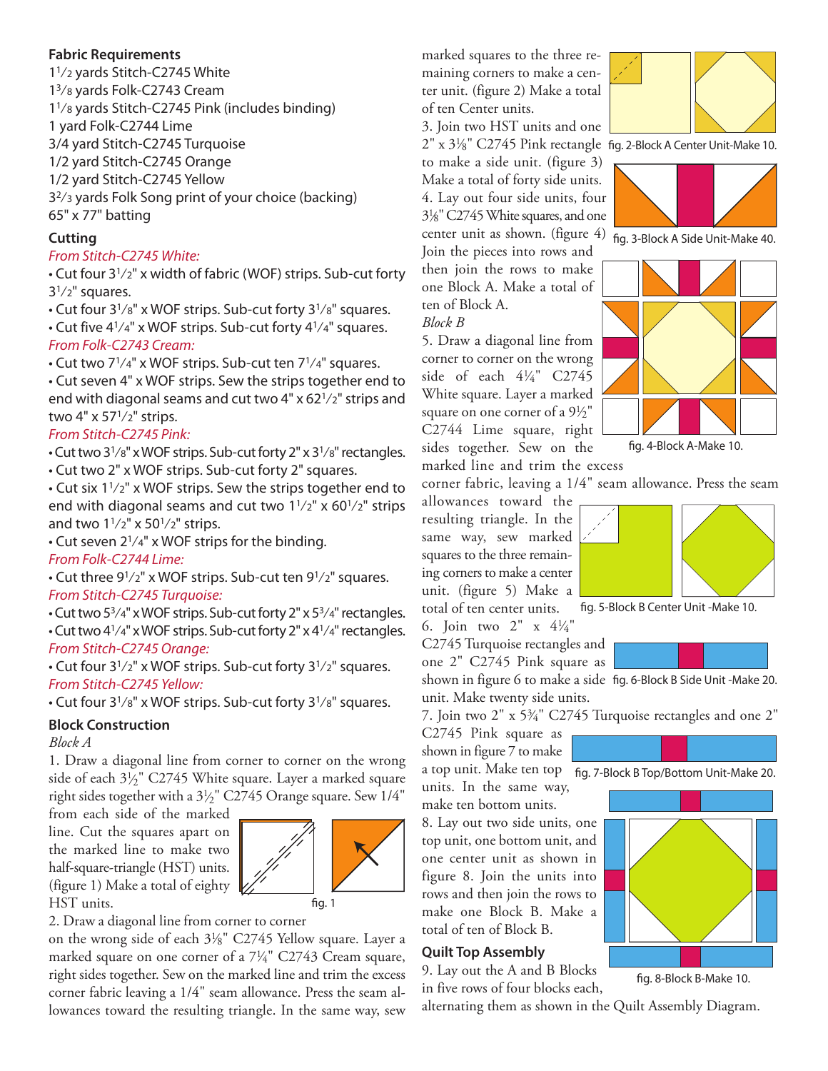## Fabric Requirements

$1^1/_2$ yards Stitch-C2745 White
$1^3/_8$ yards Folk-C2743 Cream
$1^1/_8$ yards Stitch-C2745 Pink (includes binding)
1 yard Folk-C2744 Lime
3/4 yard Stitch-C2745 Turquoise
1/2 yard Stitch-C2745 Orange
1/2 yard Stitch-C2745 Yellow
$3^2/_3$ yards Folk Song print of your choice (backing)
65" x 77" batting

## Cutting

*From Stitch-C2745 White:*

- Cut four $3^1/_2$" x width of fabric (WOF) strips. Sub-cut forty $3^1/_2$" squares.
- Cut four $3^1/_8$" x WOF strips. Sub-cut forty $3^1/_8$" squares.
- Cut five $4^1/_4$" x WOF strips. Sub-cut forty $4^1/_4$" squares.

*From Folk-C2743 Cream:*

- Cut two $7^1/_4$" x WOF strips. Sub-cut ten $7^1/_4$" squares.
- Cut seven 4" x WOF strips. Sew the strips together end to end with diagonal seams and cut two 4" x $62^1/_2$" strips and two 4" x $57^1/_2$" strips.

*From Stitch-C2745 Pink:*

- Cut two $3^1/_8$" x WOF strips. Sub-cut forty 2" x $3^1/_8$" rectangles.
- Cut two 2" x WOF strips. Sub-cut forty 2" squares.
- Cut six $1^1/_2$" x WOF strips. Sew the strips together end to end with diagonal seams and cut two $1^1/_2$" x $60^1/_2$" strips and two $1^1/_2$" x $50^1/_2$" strips.
- Cut seven $2^1/_4$" x WOF strips for the binding.

*From Folk-C2744 Lime:*

- Cut three $9^1/_2$" x WOF strips. Sub-cut ten $9^1/_2$" squares.

*From Stitch-C2745 Turquoise:*

- Cut two $5^3/_4$" x WOF strips. Sub-cut forty 2" x $5^3/_4$" rectangles.
- Cut two $4^1/_4$" x WOF strips. Sub-cut forty 2" x $4^1/_4$" rectangles.

*From Stitch-C2745 Orange:*

- Cut four $3^1/_2$" x WOF strips. Sub-cut forty $3^1/_2$" squares.

*From Stitch-C2745 Yellow:*

- Cut four $3^1/_8$" x WOF strips. Sub-cut forty $3^1/_8$" squares.

## Block Construction

*Block A*

1. Draw a diagonal line from corner to corner on the wrong side of each $3\frac{1}{2}$" C2745 White square. Layer a marked square right sides together with a $3\frac{1}{2}$" C2745 Orange square. Sew 1/4" from each side of the marked line. Cut the squares apart on the marked line to make two half-square-triangle (HST) units. (figure 1) Make a total of eighty HST units.

fig. 1

2. Draw a diagonal line from corner to corner on the wrong side of each $3\frac{1}{8}$" C2745 Yellow square. Layer a marked square on one corner of a $7\frac{1}{4}$" C2743 Cream square, right sides together. Sew on the marked line and trim the excess corner fabric leaving a 1/4" seam allowance. Press the seam allowances toward the resulting triangle. In the same way, sew marked squares to the three remaining corners to make a center unit. (figure 2) Make a total of ten Center units.

fig. 2-Block A Center Unit-Make 10.

3. Join two HST units and one 2" x $3\frac{1}{8}$" C2745 Pink rectangle to make a side unit. (figure 3) Make a total of forty side units.

fig. 3-Block A Side Unit-Make 40.

4. Lay out four side units, four $3\frac{1}{8}$" C2745 White squares, and one center unit as shown. (figure 4) Join the pieces into rows and then join the rows to make one Block A. Make a total of ten of Block A.

fig. 4-Block A-Make 10.

*Block B*

5. Draw a diagonal line from corner to corner on the wrong side of each $4\frac{1}{4}$" C2745 White square. Layer a marked square on one corner of a $9\frac{1}{2}$" C2744 Lime square, right sides together. Sew on the marked line and trim the excess corner fabric, leaving a 1/4" seam allowance. Press the seam allowances toward the resulting triangle. In the same way, sew marked squares to the three remaining corners to make a center unit. (figure 5) Make a total of ten center units.

fig. 5-Block B Center Unit -Make 10.

6. Join two 2" x $4\frac{1}{4}$" C2745 Turquoise rectangles and one 2" C2745 Pink square as shown in figure 6 to make a side unit. Make twenty side units.

fig. 6-Block B Side Unit -Make 20.

7. Join two 2" x $5\frac{3}{4}$" C2745 Turquoise rectangles and one 2" C2745 Pink square as shown in figure 7 to make a top unit. Make ten top units. In the same way, make ten bottom units.

fig. 7-Block B Top/Bottom Unit-Make 20.

8. Lay out two side units, one top unit, one bottom unit, and one center unit as shown in figure 8. Join the units into rows and then join the rows to make one Block B. Make a total of ten of Block B.

fig. 8-Block B-Make 10.

## Quilt Top Assembly

9. Lay out the A and B Blocks in five rows of four blocks each, alternating them as shown in the Quilt Assembly Diagram.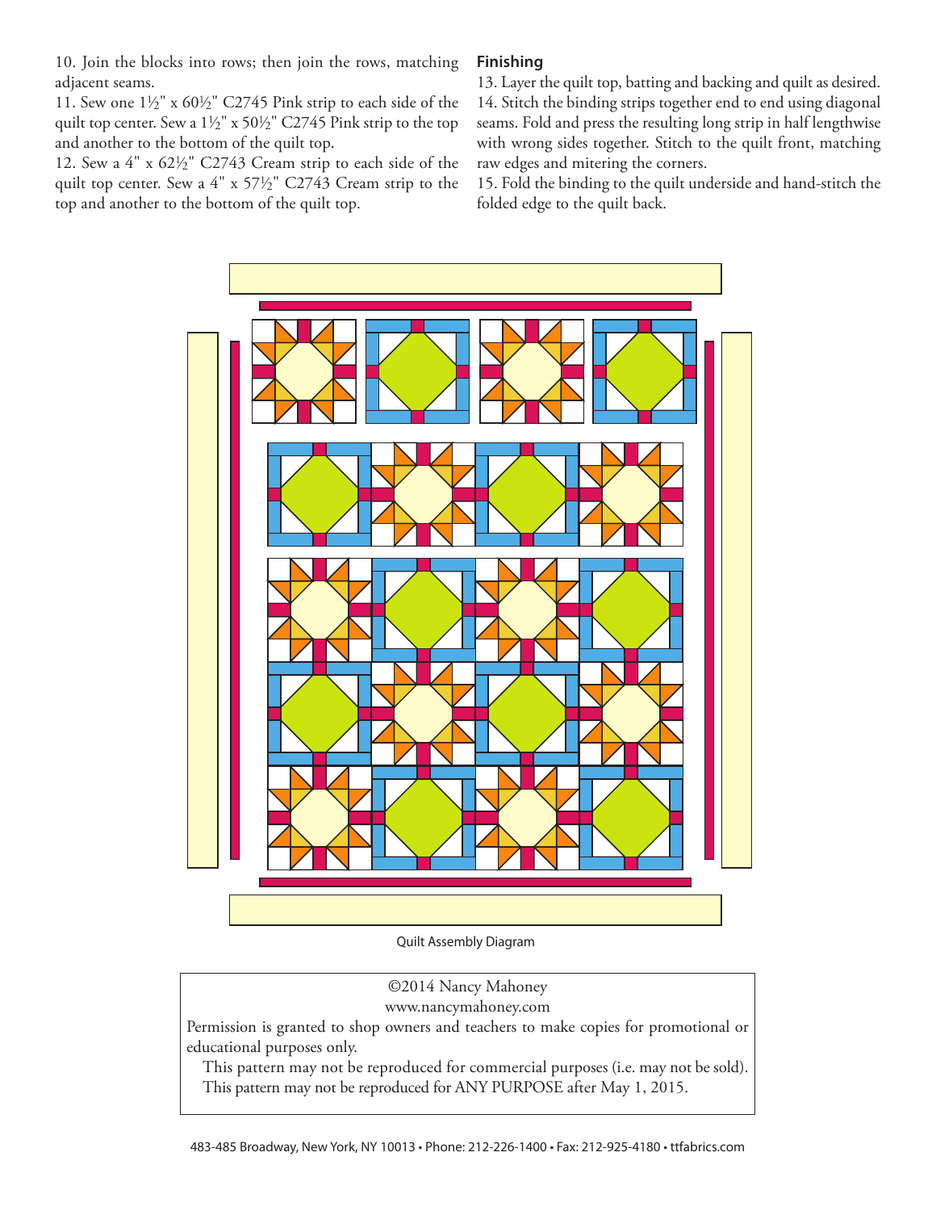10. Join the blocks into rows; then join the rows, matching adjacent seams.

11. Sew one 1½" x 60½" C2745 Pink strip to each side of the quilt top center. Sew a 1½" x 50½" C2745 Pink strip to the top and another to the bottom of the quilt top.

12. Sew a 4" x 62½" C2743 Cream strip to each side of the quilt top center. Sew a 4" x 57½" C2743 Cream strip to the top and another to the bottom of the quilt top.

**Finishing**

13. Layer the quilt top, batting and backing and quilt as desired.

14. Stitch the binding strips together end to end using diagonal seams. Fold and press the resulting long strip in half lengthwise with wrong sides together. Stitch to the quilt front, matching raw edges and mitering the corners.

15. Fold the binding to the quilt underside and hand-stitch the folded edge to the quilt back.

Quilt Assembly Diagram

©2014 Nancy Mahoney
www.nancymahoney.com
Permission is granted to shop owners and teachers to make copies for promotional or educational purposes only.
This pattern may not be reproduced for commercial purposes (i.e. may not be sold).
This pattern may not be reproduced for ANY PURPOSE after May 1, 2015.

483-485 Broadway, New York, NY 10013 • Phone: 212-226-1400 • Fax: 212-925-4180 • ttfabrics.com